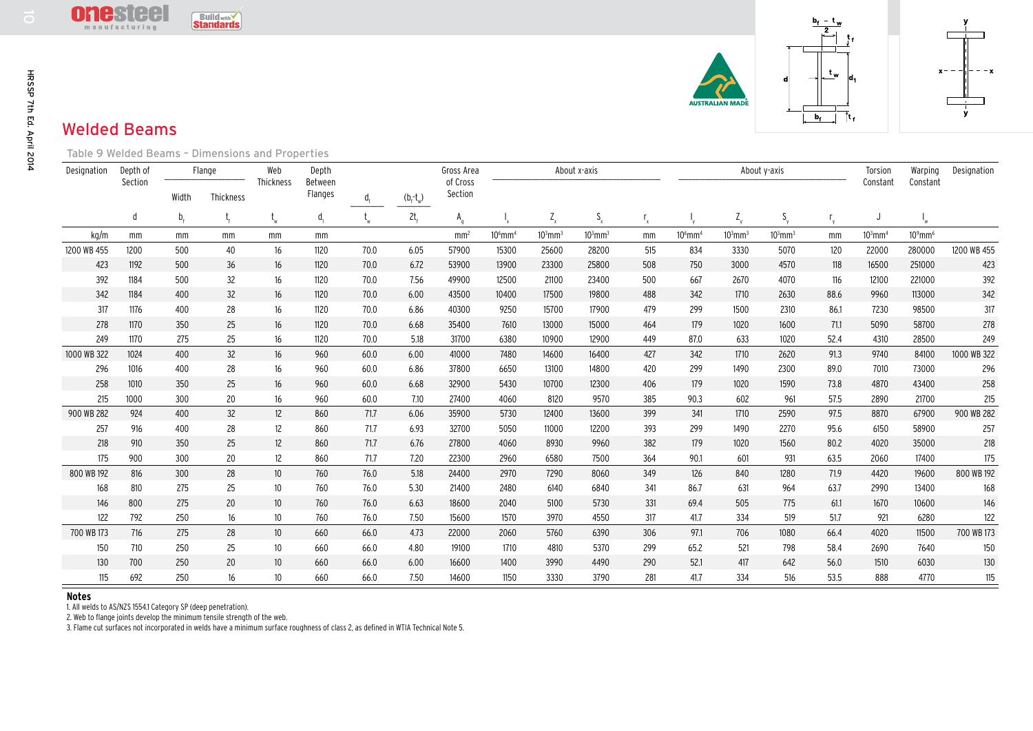# Welded Beams

Table 9 Welded Beams – Dimensions and Properties

| Designation | Depth of Section | Flange | | Web Thickness | Depth Between Flanges | $\frac{d_1}{t_w}$ | $\frac{(b_f-t_w)}{2t_f}$ | Gross Area of Cross Section | About x-axis | | | | About y-axis | | | | Torsion Constant | Warping Constant | Designation |
|---|---|---|---|---|---|---|---|---|---|---|---|---|---|---|---|---|---|---|---|
| | | Width | Thickness | | | | | | | | | | | | | | | | |
| | d | $b_f$ | $t_f$ | $t_w$ | $d_1$ | | | $A_g$ | $I_x$ | $Z_x$ | $S_x$ | $r_x$ | $I_y$ | $Z_y$ | $S_y$ | $r_y$ | J | $I_w$ | |
| kg/m | mm | mm | mm | mm | mm | | | mm² | 10⁶mm⁴ | 10³mm³ | 10³mm³ | mm | 10⁶mm⁴ | 10³mm³ | 10³mm³ | mm | 10³mm⁴ | 10⁹mm⁶ | |
| 1200 WB 455 | 1200 | 500 | 40 | 16 | 1120 | 70.0 | 6.05 | 57900 | 15300 | 25600 | 28200 | 515 | 834 | 3330 | 5070 | 120 | 22000 | 280000 | 1200 WB 455 |
| 423 | 1192 | 500 | 36 | 16 | 1120 | 70.0 | 6.72 | 53900 | 13900 | 23300 | 25800 | 508 | 750 | 3000 | 4570 | 118 | 16500 | 251000 | 423 |
| 392 | 1184 | 500 | 32 | 16 | 1120 | 70.0 | 7.56 | 49900 | 12500 | 21100 | 23400 | 500 | 667 | 2670 | 4070 | 116 | 12100 | 221000 | 392 |
| 342 | 1184 | 400 | 32 | 16 | 1120 | 70.0 | 6.00 | 43500 | 10400 | 17500 | 19800 | 488 | 342 | 1710 | 2630 | 88.6 | 9960 | 113000 | 342 |
| 317 | 1176 | 400 | 28 | 16 | 1120 | 70.0 | 6.86 | 40300 | 9250 | 15700 | 17900 | 479 | 299 | 1500 | 2310 | 86.1 | 7230 | 98500 | 317 |
| 278 | 1170 | 350 | 25 | 16 | 1120 | 70.0 | 6.68 | 35400 | 7610 | 13000 | 15000 | 464 | 179 | 1020 | 1600 | 71.1 | 5090 | 58700 | 278 |
| 249 | 1170 | 275 | 25 | 16 | 1120 | 70.0 | 5.18 | 31700 | 6380 | 10900 | 12900 | 449 | 87.0 | 633 | 1020 | 52.4 | 4310 | 28500 | 249 |
| 1000 WB 322 | 1024 | 400 | 32 | 16 | 960 | 60.0 | 6.00 | 41000 | 7480 | 14600 | 16400 | 427 | 342 | 1710 | 2620 | 91.3 | 9740 | 84100 | 1000 WB 322 |
| 296 | 1016 | 400 | 28 | 16 | 960 | 60.0 | 6.86 | 37800 | 6650 | 13100 | 14800 | 420 | 299 | 1490 | 2300 | 89.0 | 7010 | 73000 | 296 |
| 258 | 1010 | 350 | 25 | 16 | 960 | 60.0 | 6.68 | 32900 | 5430 | 10700 | 12300 | 406 | 179 | 1020 | 1590 | 73.8 | 4870 | 43400 | 258 |
| 215 | 1000 | 300 | 20 | 16 | 960 | 60.0 | 7.10 | 27400 | 4060 | 8120 | 9570 | 385 | 90.3 | 602 | 961 | 57.5 | 2890 | 21700 | 215 |
| 900 WB 282 | 924 | 400 | 32 | 12 | 860 | 71.7 | 6.06 | 35900 | 5730 | 12400 | 13600 | 399 | 341 | 1710 | 2590 | 97.5 | 8870 | 67900 | 900 WB 282 |
| 257 | 916 | 400 | 28 | 12 | 860 | 71.7 | 6.93 | 32700 | 5050 | 11000 | 12200 | 393 | 299 | 1490 | 2270 | 95.6 | 6150 | 58900 | 257 |
| 218 | 910 | 350 | 25 | 12 | 860 | 71.7 | 6.76 | 27800 | 4060 | 8930 | 9960 | 382 | 179 | 1020 | 1560 | 80.2 | 4020 | 35000 | 218 |
| 175 | 900 | 300 | 20 | 12 | 860 | 71.7 | 7.20 | 22300 | 2960 | 6580 | 7500 | 364 | 90.1 | 601 | 931 | 63.5 | 2060 | 17400 | 175 |
| 800 WB 192 | 816 | 300 | 28 | 10 | 760 | 76.0 | 5.18 | 24400 | 2970 | 7290 | 8060 | 349 | 126 | 840 | 1280 | 71.9 | 4420 | 19600 | 800 WB 192 |
| 168 | 810 | 275 | 25 | 10 | 760 | 76.0 | 5.30 | 21400 | 2480 | 6140 | 6840 | 341 | 86.7 | 631 | 964 | 63.7 | 2990 | 13400 | 168 |
| 146 | 800 | 275 | 20 | 10 | 760 | 76.0 | 6.63 | 18600 | 2040 | 5100 | 5730 | 331 | 69.4 | 505 | 775 | 61.1 | 1670 | 10600 | 146 |
| 122 | 792 | 250 | 16 | 10 | 760 | 76.0 | 7.50 | 15600 | 1570 | 3970 | 4550 | 317 | 41.7 | 334 | 519 | 51.7 | 921 | 6280 | 122 |
| 700 WB 173 | 716 | 275 | 28 | 10 | 660 | 66.0 | 4.73 | 22000 | 2060 | 5760 | 6390 | 306 | 97.1 | 706 | 1080 | 66.4 | 4020 | 11500 | 700 WB 173 |
| 150 | 710 | 250 | 25 | 10 | 660 | 66.0 | 4.80 | 19100 | 1710 | 4810 | 5370 | 299 | 65.2 | 521 | 798 | 58.4 | 2690 | 7640 | 150 |
| 130 | 700 | 250 | 20 | 10 | 660 | 66.0 | 6.00 | 16600 | 1400 | 3990 | 4490 | 290 | 52.1 | 417 | 642 | 56.0 | 1510 | 6030 | 130 |
| 115 | 692 | 250 | 16 | 10 | 660 | 66.0 | 7.50 | 14600 | 1150 | 3330 | 3790 | 281 | 41.7 | 334 | 516 | 53.5 | 888 | 4770 | 115 |

**Notes**

1. All welds to AS/NZS 1554.1 Category SP (deep penetration).
2. Web to flange joints develop the minimum tensile strength of the web.
3. Flame cut surfaces not incorporated in welds have a minimum surface roughness of class 2, as defined in WTIA Technical Note 5.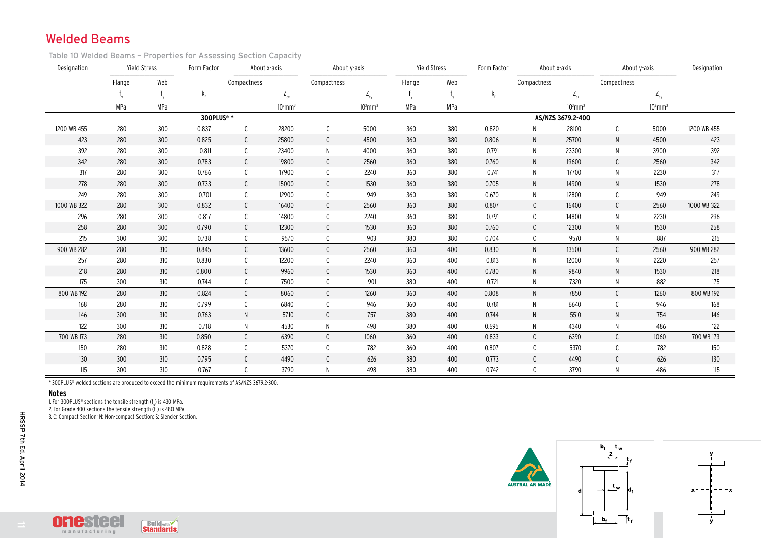# Welded Beams

Table 10 Welded Beams – Properties for Assessing Section Capacity

| Designation | Yield Stress Flange $f_y$ | Yield Stress Web $f_y$ | Form Factor $k_f$ | About x-axis Compactness | About x-axis $Z_{ex}$ | About y-axis Compactness | About y-axis $Z_{ey}$ | Yield Stress Flange $f_y$ | Yield Stress Web $f_y$ | Form Factor $k_f$ | About x-axis Compactness | About x-axis $Z_{ex}$ | About y-axis Compactness | About y-axis $Z_{ey}$ | Designation |
|---|---|---|---|---|---|---|---|---|---|---|---|---|---|---|---|
| | MPa | MPa | | | $10^3mm^3$ | | $10^3mm^3$ | MPa | MPa | | | $10^3mm^3$ | | $10^3mm^3$ | |
| | | | **300PLUS® *** | | | | | | | | **AS/NZS 3679.2-400** | | | | |
| 1200 WB 455 | 280 | 300 | 0.837 | C | 28200 | C | 5000 | 360 | 380 | 0.820 | N | 28100 | C | 5000 | 1200 WB 455 |
| 423 | 280 | 300 | 0.825 | C | 25800 | C | 4500 | 360 | 380 | 0.806 | N | 25700 | N | 4500 | 423 |
| 392 | 280 | 300 | 0.811 | C | 23400 | N | 4000 | 360 | 380 | 0.791 | N | 23300 | N | 3900 | 392 |
| 342 | 280 | 300 | 0.783 | C | 19800 | C | 2560 | 360 | 380 | 0.760 | N | 19600 | C | 2560 | 342 |
| 317 | 280 | 300 | 0.766 | C | 17900 | C | 2240 | 360 | 380 | 0.741 | N | 17700 | N | 2230 | 317 |
| 278 | 280 | 300 | 0.733 | C | 15000 | C | 1530 | 360 | 380 | 0.705 | N | 14900 | N | 1530 | 278 |
| 249 | 280 | 300 | 0.701 | C | 12900 | C | 949 | 360 | 380 | 0.670 | N | 12800 | C | 949 | 249 |
| 1000 WB 322 | 280 | 300 | 0.832 | C | 16400 | C | 2560 | 360 | 380 | 0.807 | C | 16400 | C | 2560 | 1000 WB 322 |
| 296 | 280 | 300 | 0.817 | C | 14800 | C | 2240 | 360 | 380 | 0.791 | C | 14800 | N | 2230 | 296 |
| 258 | 280 | 300 | 0.790 | C | 12300 | C | 1530 | 360 | 380 | 0.760 | C | 12300 | N | 1530 | 258 |
| 215 | 300 | 300 | 0.738 | C | 9570 | C | 903 | 380 | 380 | 0.704 | C | 9570 | N | 887 | 215 |
| 900 WB 282 | 280 | 310 | 0.845 | C | 13600 | C | 2560 | 360 | 400 | 0.830 | N | 13500 | C | 2560 | 900 WB 282 |
| 257 | 280 | 310 | 0.830 | C | 12200 | C | 2240 | 360 | 400 | 0.813 | N | 12000 | N | 2220 | 257 |
| 218 | 280 | 310 | 0.800 | C | 9960 | C | 1530 | 360 | 400 | 0.780 | N | 9840 | N | 1530 | 218 |
| 175 | 300 | 310 | 0.744 | C | 7500 | C | 901 | 380 | 400 | 0.721 | N | 7320 | N | 882 | 175 |
| 800 WB 192 | 280 | 310 | 0.824 | C | 8060 | C | 1260 | 360 | 400 | 0.808 | N | 7850 | C | 1260 | 800 WB 192 |
| 168 | 280 | 310 | 0.799 | C | 6840 | C | 946 | 360 | 400 | 0.781 | N | 6640 | C | 946 | 168 |
| 146 | 300 | 310 | 0.763 | N | 5710 | C | 757 | 380 | 400 | 0.744 | N | 5510 | N | 754 | 146 |
| 122 | 300 | 310 | 0.718 | N | 4530 | N | 498 | 380 | 400 | 0.695 | N | 4340 | N | 486 | 122 |
| 700 WB 173 | 280 | 310 | 0.850 | C | 6390 | C | 1060 | 360 | 400 | 0.833 | C | 6390 | C | 1060 | 700 WB 173 |
| 150 | 280 | 310 | 0.828 | C | 5370 | C | 782 | 360 | 400 | 0.807 | C | 5370 | C | 782 | 150 |
| 130 | 300 | 310 | 0.795 | C | 4490 | C | 626 | 380 | 400 | 0.773 | C | 4490 | C | 626 | 130 |
| 115 | 300 | 310 | 0.767 | C | 3790 | N | 498 | 380 | 400 | 0.742 | C | 3790 | N | 486 | 115 |

* 300PLUS® welded sections are produced to exceed the minimum requirements of AS/NZS 3679.2-300.

**Notes**

1. For 300PLUS® sections the tensile strength ($f_u$) is 430 MPa.
2. For Grade 400 sections the tensile strength ($f_u$) is 480 MPa.
3. C: Compact Section; N: Non-compact Section; S: Slender Section.